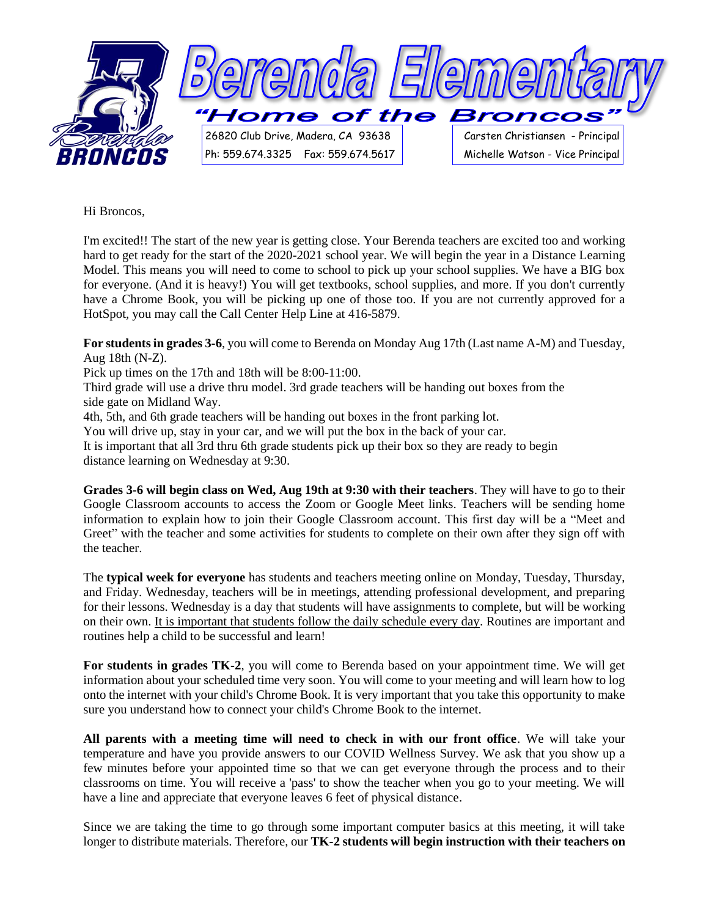# Berenda Elementary

*"Home of the Broncos"*

26820 Club Drive, Madera, CA 93638
Ph: 559.674.3325 Fax: 559.674.5617

Carsten Christiansen - Principal
Michelle Watson - Vice Principal

Hi Broncos,

I'm excited!! The start of the new year is getting close. Your Berenda teachers are excited too and working hard to get ready for the start of the 2020-2021 school year. We will begin the year in a Distance Learning Model. This means you will need to come to school to pick up your school supplies. We have a BIG box for everyone. (And it is heavy!) You will get textbooks, school supplies, and more. If you don't currently have a Chrome Book, you will be picking up one of those too. If you are not currently approved for a HotSpot, you may call the Call Center Help Line at 416-5879.

**For students in grades 3-6**, you will come to Berenda on Monday Aug 17th (Last name A-M) and Tuesday, Aug 18th (N-Z).
Pick up times on the 17th and 18th will be 8:00-11:00.
Third grade will use a drive thru model. 3rd grade teachers will be handing out boxes from the side gate on Midland Way.
4th, 5th, and 6th grade teachers will be handing out boxes in the front parking lot.
You will drive up, stay in your car, and we will put the box in the back of your car.
It is important that all 3rd thru 6th grade students pick up their box so they are ready to begin distance learning on Wednesday at 9:30.

**Grades 3-6 will begin class on Wed, Aug 19th at 9:30 with their teachers**. They will have to go to their Google Classroom accounts to access the Zoom or Google Meet links. Teachers will be sending home information to explain how to join their Google Classroom account. This first day will be a "Meet and Greet" with the teacher and some activities for students to complete on their own after they sign off with the teacher.

The **typical week for everyone** has students and teachers meeting online on Monday, Tuesday, Thursday, and Friday. Wednesday, teachers will be in meetings, attending professional development, and preparing for their lessons. Wednesday is a day that students will have assignments to complete, but will be working on their own. <u>It is important that students follow the daily schedule every day</u>. Routines are important and routines help a child to be successful and learn!

**For students in grades TK-2**, you will come to Berenda based on your appointment time. We will get information about your scheduled time very soon. You will come to your meeting and will learn how to log onto the internet with your child's Chrome Book. It is very important that you take this opportunity to make sure you understand how to connect your child's Chrome Book to the internet.

**All parents with a meeting time will need to check in with our front office**. We will take your temperature and have you provide answers to our COVID Wellness Survey. We ask that you show up a few minutes before your appointed time so that we can get everyone through the process and to their classrooms on time. You will receive a 'pass' to show the teacher when you go to your meeting. We will have a line and appreciate that everyone leaves 6 feet of physical distance.

Since we are taking the time to go through some important computer basics at this meeting, it will take longer to distribute materials. Therefore, our **TK-2 students will begin instruction with their teachers on**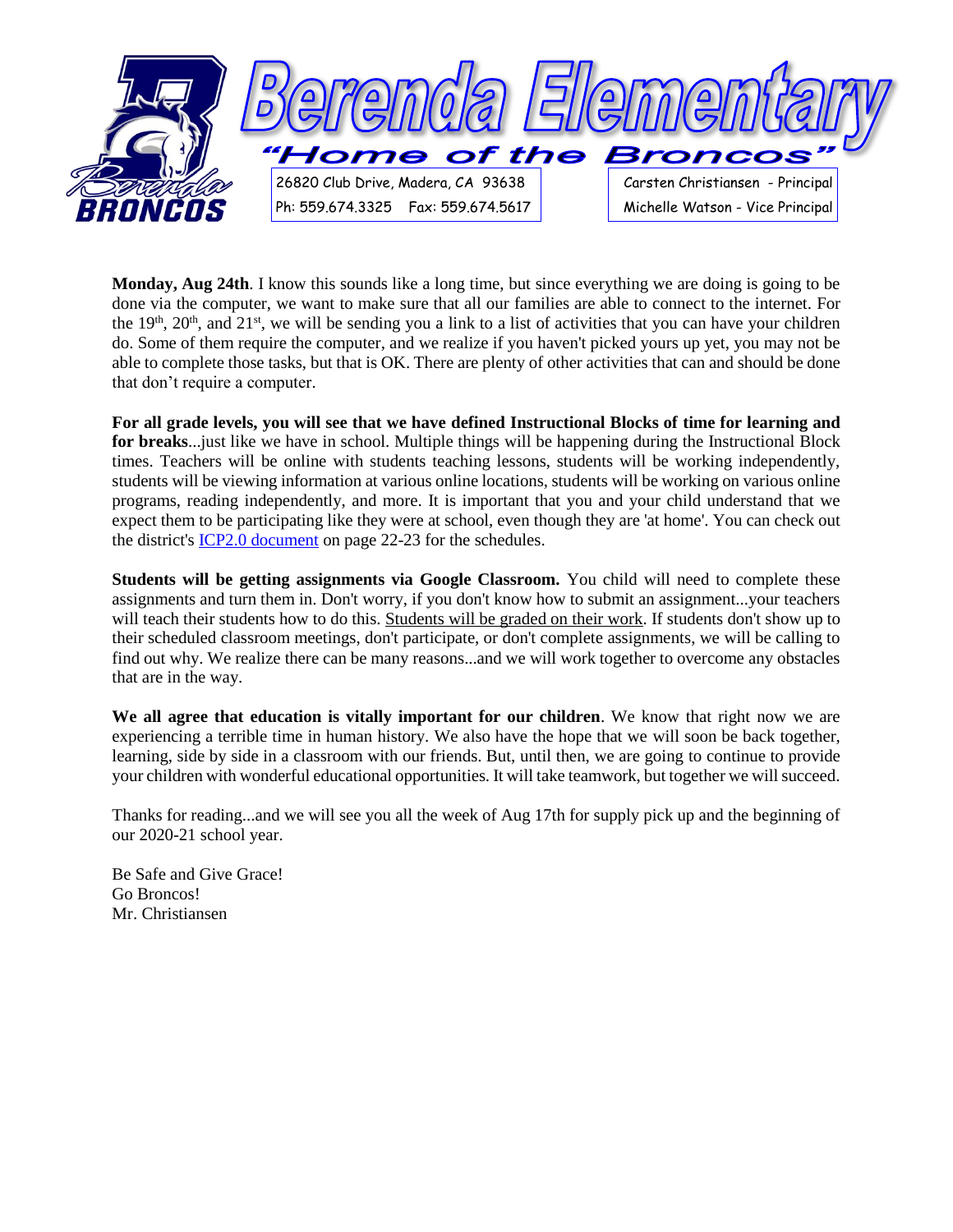# Berenda Elementary

"Home of the Broncos"

26820 Club Drive, Madera, CA 93638
Ph: 559.674.3325 Fax: 559.674.5617

Carsten Christiansen - Principal
Michelle Watson - Vice Principal

**Monday, Aug 24th**. I know this sounds like a long time, but since everything we are doing is going to be done via the computer, we want to make sure that all our families are able to connect to the internet. For the 19th, 20th, and 21st, we will be sending you a link to a list of activities that you can have your children do. Some of them require the computer, and we realize if you haven't picked yours up yet, you may not be able to complete those tasks, but that is OK. There are plenty of other activities that can and should be done that don't require a computer.

**For all grade levels, you will see that we have defined Instructional Blocks of time for learning and for breaks**...just like we have in school. Multiple things will be happening during the Instructional Block times. Teachers will be online with students teaching lessons, students will be working independently, students will be viewing information at various online locations, students will be working on various online programs, reading independently, and more. It is important that you and your child understand that we expect them to be participating like they were at school, even though they are 'at home'. You can check out the district's ICP2.0 document on page 22-23 for the schedules.

**Students will be getting assignments via Google Classroom.** You child will need to complete these assignments and turn them in. Don't worry, if you don't know how to submit an assignment...your teachers will teach their students how to do this. Students will be graded on their work. If students don't show up to their scheduled classroom meetings, don't participate, or don't complete assignments, we will be calling to find out why. We realize there can be many reasons...and we will work together to overcome any obstacles that are in the way.

**We all agree that education is vitally important for our children**. We know that right now we are experiencing a terrible time in human history. We also have the hope that we will soon be back together, learning, side by side in a classroom with our friends. But, until then, we are going to continue to provide your children with wonderful educational opportunities. It will take teamwork, but together we will succeed.

Thanks for reading...and we will see you all the week of Aug 17th for supply pick up and the beginning of our 2020-21 school year.

Be Safe and Give Grace!
Go Broncos!
Mr. Christiansen